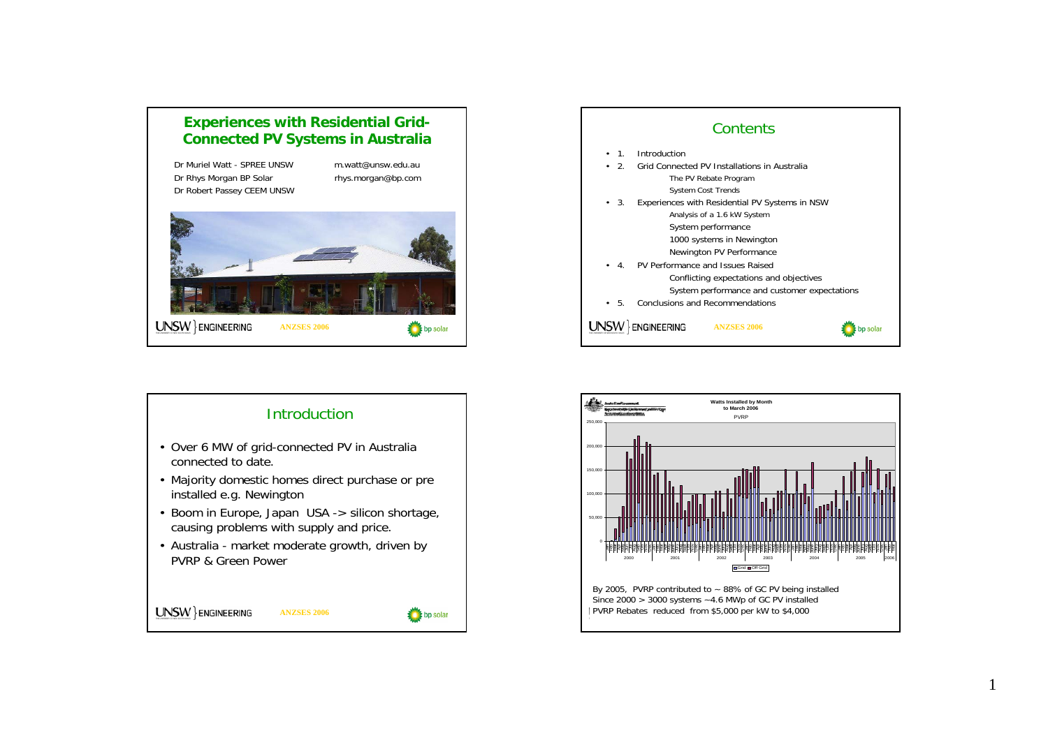## Experiences with Residential Grid-Connected PV Systems in Australia

Dr Muriel Watt - SPREE UNSW — m.watt@unsw.edu.au

Dr Rhys Morgan BP Solar — rhys.morgan@bp.com

Dr Robert Passey CEEM UNSW

ANZSES 2006

## Contents

- 1. Introduction
- 2. Grid Connected PV Installations in Australia
  - The PV Rebate Program
  - System Cost Trends
- 3. Experiences with Residential PV Systems in NSW
  - Analysis of a 1.6 kW System
  - System performance
  - 1000 systems in Newington
  - Newington PV Performance
- 4. PV Performance and Issues Raised
  - Conflicting expectations and objectives
  - System performance and customer expectations
- 5. Conclusions and Recommendations

ANZSES 2006

## Introduction

- Over 6 MW of grid-connected PV in Australia connected to date.
- Majority domestic homes direct purchase or pre installed e.g. Newington
- Boom in Europe, Japan USA -> silicon shortage, causing problems with supply and price.
- Australia - market moderate growth, driven by PVRP & Green Power

ANZSES 2006

Watts Installed by Month to March 2006

PVRP

By 2005, PVRP contributed to ~ 88% of GC PV being installed

Since 2000 > 3000 systems ~4.6 MWp of GC PV installed

PVRP Rebates reduced from $5,000 per kW to $4,000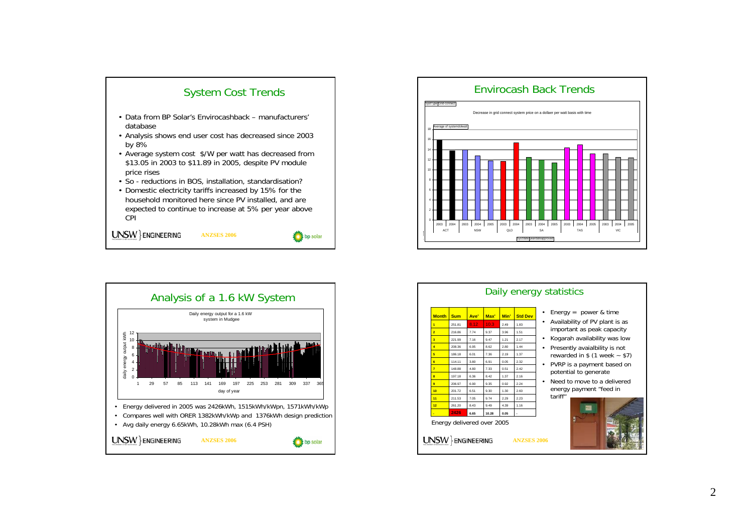## System Cost Trends

- Data from BP Solar's Envirocashback – manufacturers' database
- Analysis shows end user cost has decreased since 2003 by 8%
- Average system cost $/W per watt has decreased from $13.05 in 2003 to $11.89 in 2005, despite PV module price rises
- So - reductions in BOS, installation, standardisation?
- Domestic electricity tariffs increased by 15% for the household monitored here since PV installed, and are expected to continue to increase at 5% per year above CPI

## Envirocash Back Trends

Decrease in grid connect system price on a dollaer per watt basis with time

## Analysis of a 1.6 kW System

Daily energy output for a 1.6 kW system in Mudgee

- Energy delivered in 2005 was 2426kWh, 1515kWh/kWpn, 1571kWh/kWp
- Compares well with ORER 1382kWh/kWp and 1376kWh design prediction
- Avg daily energy 6.65kWh, 10.28kWh max (6.4 PSH)

## Daily energy statistics

| Month | Sum | Ave' | Max' | Min' | Std Dev |
|---|---|---|---|---|---|
| 1 | 251.81 | 8.12 | 10.3 | 2.49 | 1.83 |
| 2 | 216.86 | 7.74 | 9.37 | 3.96 | 1.51 |
| 3 | 221.99 | 7.16 | 9.47 | 1.21 | 2.17 |
| 4 | 208.36 | 6.95 | 8.62 | 2.80 | 1.44 |
| 5 | 186.18 | 6.01 | 7.36 | 2.19 | 1.37 |
| 6 | 114.11 | 3.80 | 6.91 | 0.05 | 2.32 |
| 7 | 148.88 | 4.80 | 7.33 | 0.51 | 2.42 |
| 8 | 197.18 | 6.36 | 8.42 | 1.37 | 2.16 |
| 9 | 206.97 | 6.90 | 9.35 | 0.92 | 2.24 |
| 10 | 201.72 | 6.51 | 9.30 | 1.30 | 2.60 |
| 11 | 211.53 | 7.05 | 9.74 | 2.29 | 2.23 |
| 12 | 261.20 | 8.43 | 9.49 | 4.39 | 1.16 |
| - | 2426 | 6.65 | 10.28 | 0.05 | - |

Energy delivered over 2005

- Energy = power & time
- Availability of PV plant is as important as peak capacity
- Kogarah availability was low
- Presently avaialbility is not rewarded in $ (1 week ~ $7)
- PVRP is a payment based on potential to generate
- Need to move to a delivered energy payment "feed in tariff"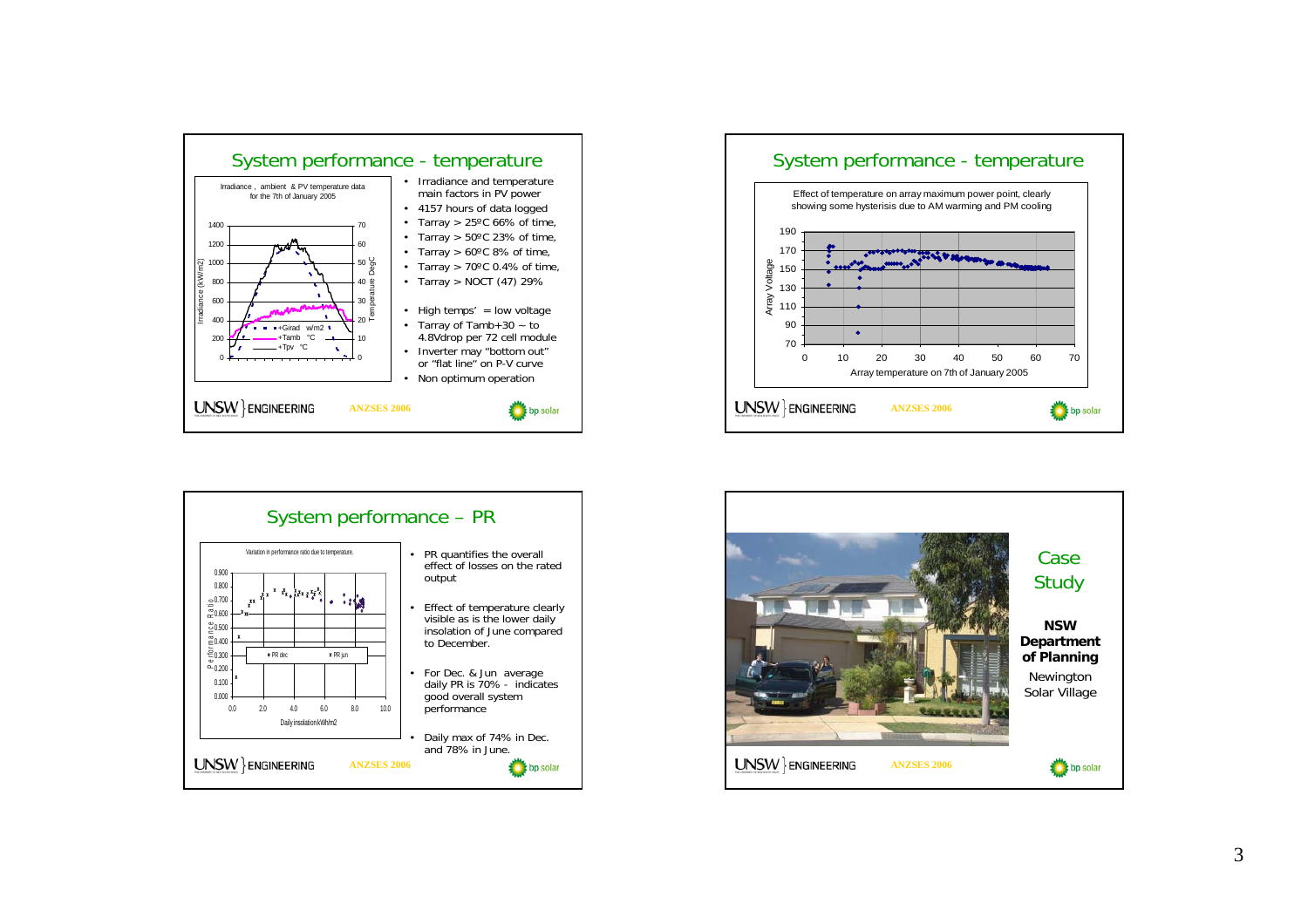## System performance - temperature

Irradiance , ambient & PV temperature data for the 7th of January 2005

- Irradiance and temperature main factors in PV power
- 4157 hours of data logged
- Tarray > 25ºC 66% of time,
- Tarray > 50ºC 23% of time,
- Tarray > 60ºC 8% of time,
- Tarray > 70ºC 0.4% of time,
- Tarray > NOCT (47) 29%
- High temps' = low voltage
- Tarray of Tamb+30 ~ to 4.8Vdrop per 72 cell module
- Inverter may "bottom out" or "flat line" on P-V curve
- Non optimum operation

UNSW ENGINEERING ANZSES 2006 bp solar

## System performance - temperature

Effect of temperature on array maximum power point, clearly showing some hysterisis due to AM warming and PM cooling

UNSW ENGINEERING ANZSES 2006 bp solar

## System performance – PR

Variation in performance ratio due to temperature.

- PR quantifies the overall effect of losses on the rated output
- Effect of temperature clearly visible as is the lower daily insolation of June compared to December.
- For Dec. & Jun average daily PR is 70% - indicates good overall system performance
- Daily max of 74% in Dec. and 78% in June.

UNSW ENGINEERING ANZSES 2006 bp solar

## Case Study

**NSW Department of Planning**

Newington Solar Village

UNSW ENGINEERING ANZSES 2006 bp solar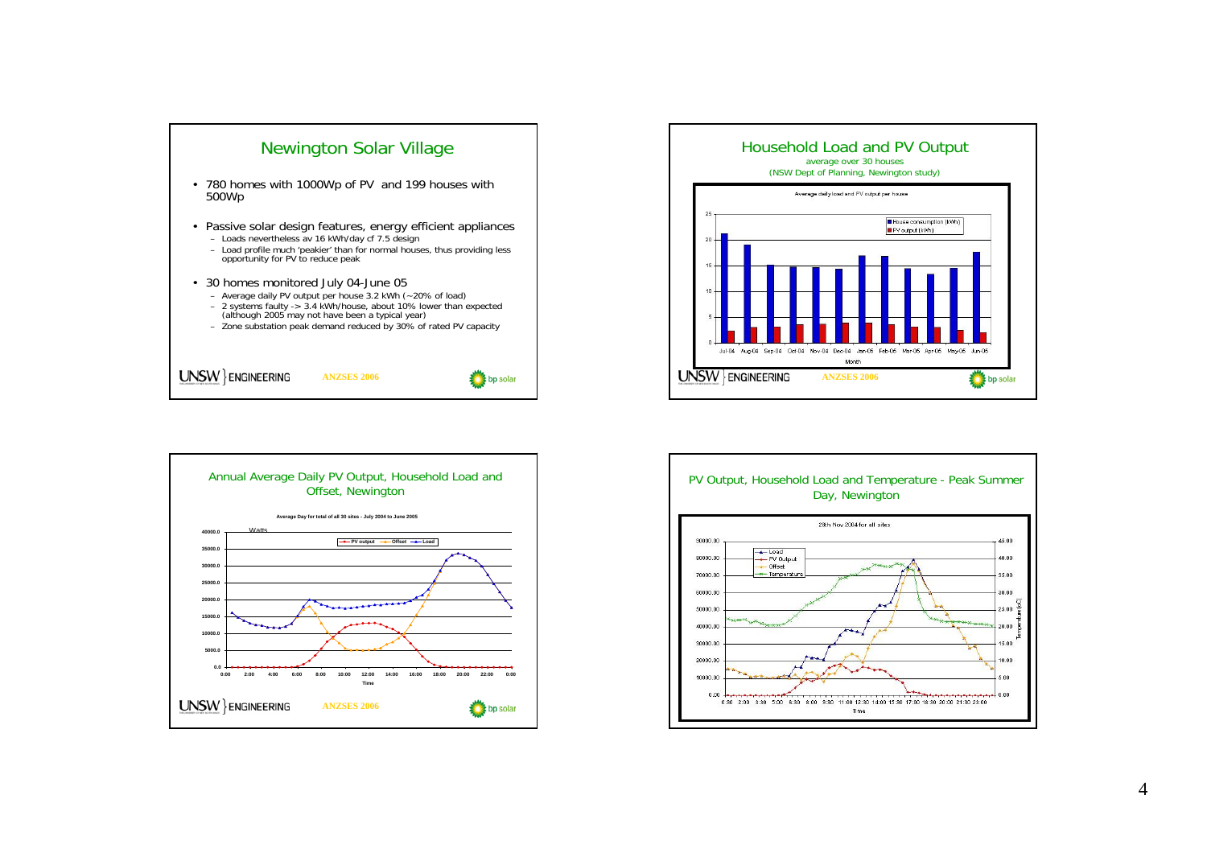## Newington Solar Village

- 780 homes with 1000Wp of PV and 199 houses with 500Wp
- Passive solar design features, energy efficient appliances
  - Loads nevertheless av 16 kWh/day cf 7.5 design
  - Load profile much 'peakier' than for normal houses, thus providing less opportunity for PV to reduce peak
- 30 homes monitored July 04-June 05
  - Average daily PV output per house 3.2 kWh (~20% of load)
  - 2 systems faulty -> 3.4 kWh/house, about 10% lower than expected (although 2005 may not have been a typical year)
  - Zone substation peak demand reduced by 30% of rated PV capacity

UNSW ENGINEERING — ANZSES 2006 — bp solar

## Household Load and PV Output

average over 30 houses
(NSW Dept of Planning, Newington study)

Average daily load and PV output per house

UNSW ENGINEERING — ANZSES 2006 — bp solar

## Annual Average Daily PV Output, Household Load and Offset, Newington

Average Day for total of all 30 sites - July 2004 to June 2005

UNSW ENGINEERING — ANZSES 2006 — bp solar

## PV Output, Household Load and Temperature - Peak Summer Day, Newington

28th Nov 2004 for all sites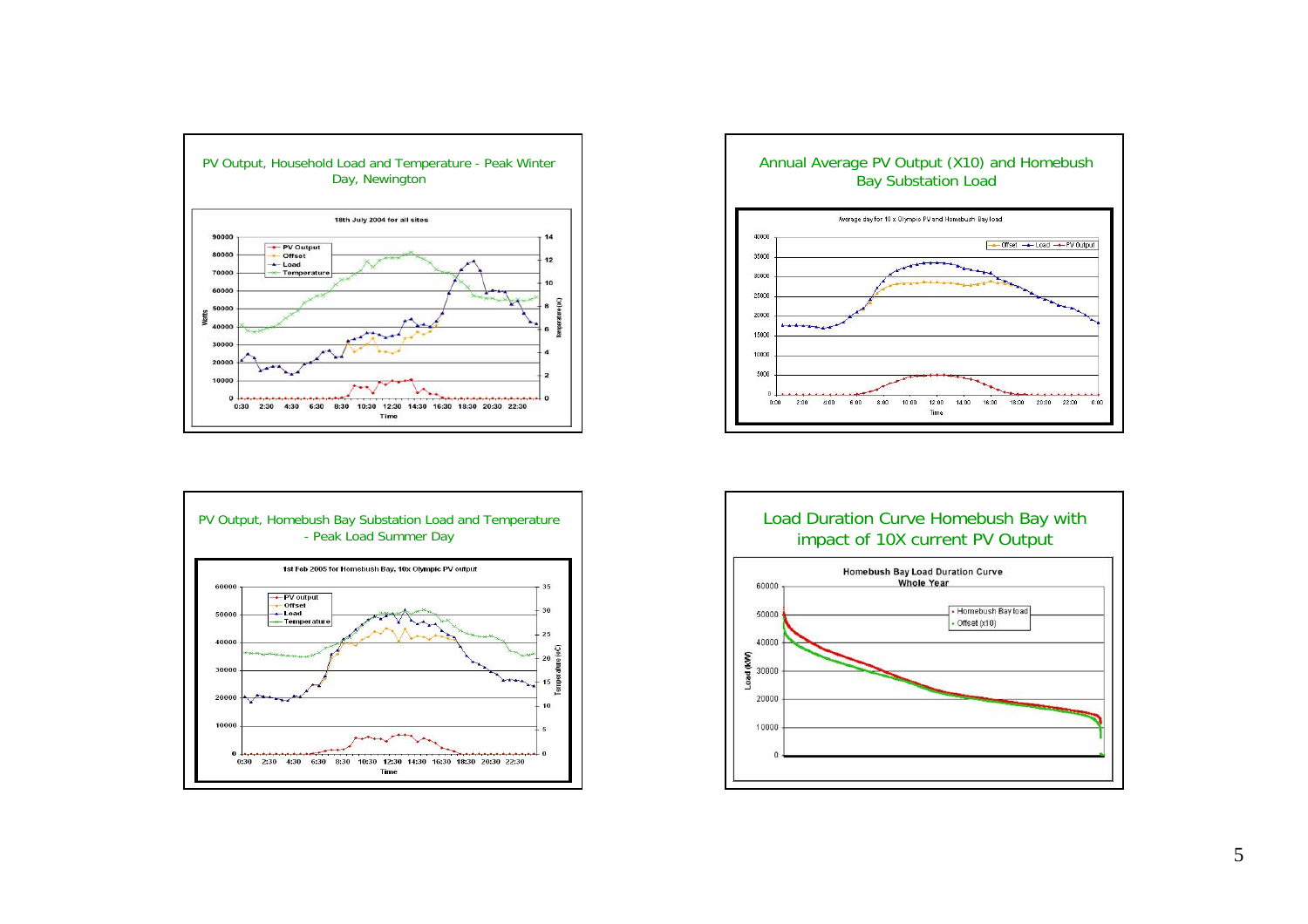## PV Output, Household Load and Temperature - Peak Winter Day, Newington

18th July 2004 for all sites

## Annual Average PV Output (X10) and Homebush Bay Substation Load

Average day for 10 x Olympic PV and Homebush Bay load

## PV Output, Homebush Bay Substation Load and Temperature - Peak Load Summer Day

1st Feb 2005 for Homebush Bay, 10x Olympic PV output

## Load Duration Curve Homebush Bay with impact of 10X current PV Output

Homebush Bay Load Duration Curve Whole Year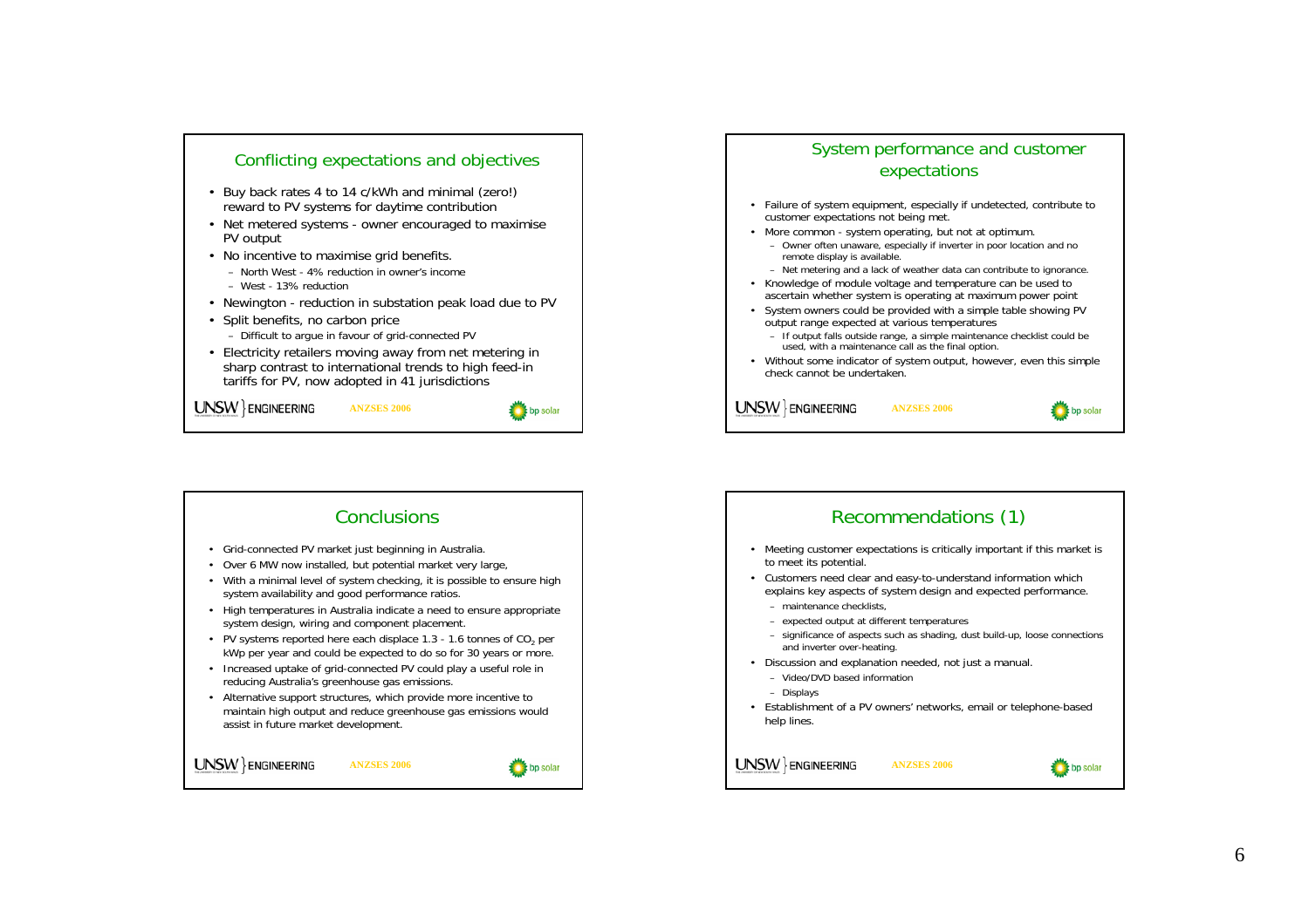## Conflicting expectations and objectives

- Buy back rates 4 to 14 c/kWh and minimal (zero!) reward to PV systems for daytime contribution
- Net metered systems - owner encouraged to maximise PV output
- No incentive to maximise grid benefits.
  - North West - 4% reduction in owner's income
  - West - 13% reduction
- Newington - reduction in substation peak load due to PV
- Split benefits, no carbon price
  - Difficult to argue in favour of grid-connected PV
- Electricity retailers moving away from net metering in sharp contrast to international trends to high feed-in tariffs for PV, now adopted in 41 jurisdictions

UNSW ENGINEERING ANZSES 2006 bp solar

## System performance and customer expectations

- Failure of system equipment, especially if undetected, contribute to customer expectations not being met.
- More common - system operating, but not at optimum.
  - Owner often unaware, especially if inverter in poor location and no remote display is available.
  - Net metering and a lack of weather data can contribute to ignorance.
- Knowledge of module voltage and temperature can be used to ascertain whether system is operating at maximum power point
- System owners could be provided with a simple table showing PV output range expected at various temperatures
  - If output falls outside range, a simple maintenance checklist could be used, with a maintenance call as the final option.
- Without some indicator of system output, however, even this simple check cannot be undertaken.

UNSW ENGINEERING ANZSES 2006 bp solar

## Conclusions

- Grid-connected PV market just beginning in Australia.
- Over 6 MW now installed, but potential market very large,
- With a minimal level of system checking, it is possible to ensure high system availability and good performance ratios.
- High temperatures in Australia indicate a need to ensure appropriate system design, wiring and component placement.
- PV systems reported here each displace 1.3 - 1.6 tonnes of $CO_2$ per kWp per year and could be expected to do so for 30 years or more.
- Increased uptake of grid-connected PV could play a useful role in reducing Australia's greenhouse gas emissions.
- Alternative support structures, which provide more incentive to maintain high output and reduce greenhouse gas emissions would assist in future market development.

UNSW ENGINEERING ANZSES 2006 bp solar

## Recommendations (1)

- Meeting customer expectations is critically important if this market is to meet its potential.
- Customers need clear and easy-to-understand information which explains key aspects of system design and expected performance.
  - maintenance checklists,
  - expected output at different temperatures
  - significance of aspects such as shading, dust build-up, loose connections and inverter over-heating.
- Discussion and explanation needed, not just a manual.
  - Video/DVD based information
  - Displays
- Establishment of a PV owners' networks, email or telephone-based help lines.

UNSW ENGINEERING ANZSES 2006 bp solar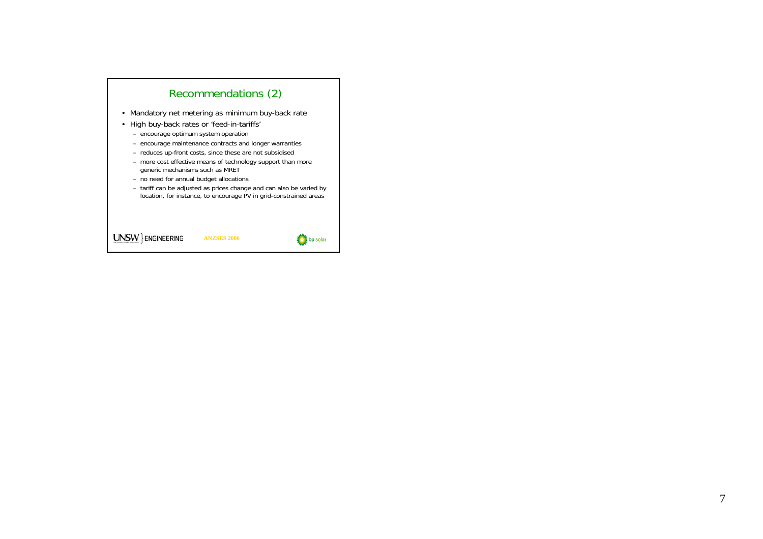## Recommendations (2)

- Mandatory net metering as minimum buy-back rate
- High buy-back rates or 'feed-in-tariffs'
  - encourage optimum system operation
  - encourage maintenance contracts and longer warranties
  - reduces up-front costs, since these are not subsidised
  - more cost effective means of technology support than more generic mechanisms such as MRET
  - no need for annual budget allocations
  - tariff can be adjusted as prices change and can also be varied by location, for instance, to encourage PV in grid-constrained areas

UNSW ENGINEERING ANZSES 2006 bp solar